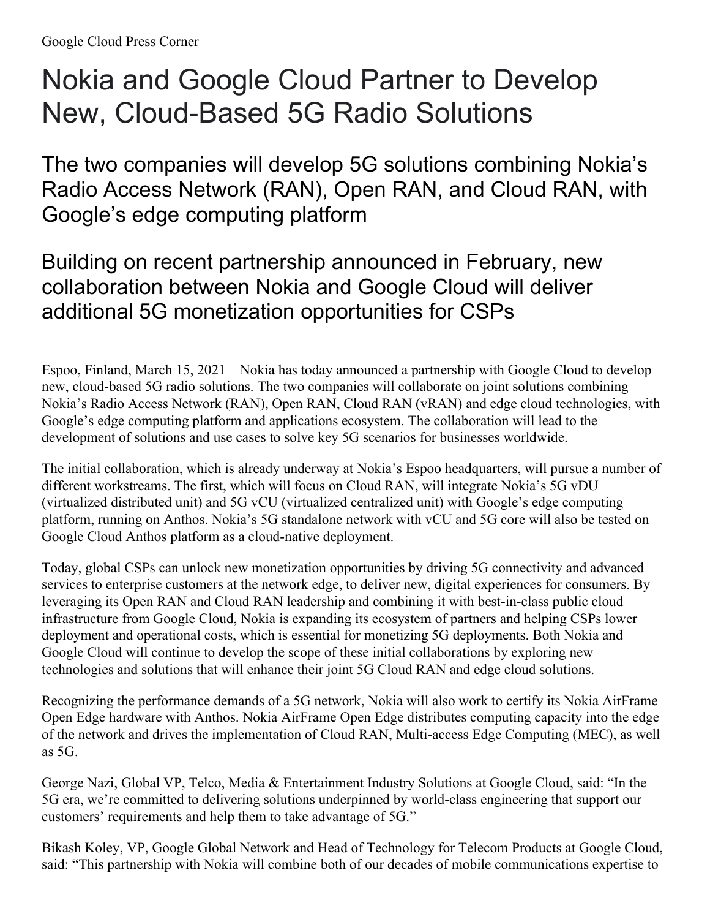Google Cloud Press Corner

# Nokia and Google Cloud Partner to Develop New, Cloud-Based 5G Radio Solutions

## The two companies will develop 5G solutions combining Nokia's Radio Access Network (RAN), Open RAN, and Cloud RAN, with Google's edge computing platform

## Building on recent partnership announced in February, new collaboration between Nokia and Google Cloud will deliver additional 5G monetization opportunities for CSPs

Espoo, Finland, March 15, 2021 – Nokia has today announced a partnership with Google Cloud to develop new, cloud-based 5G radio solutions. The two companies will collaborate on joint solutions combining Nokia's Radio Access Network (RAN), Open RAN, Cloud RAN (vRAN) and edge cloud technologies, with Google's edge computing platform and applications ecosystem. The collaboration will lead to the development of solutions and use cases to solve key 5G scenarios for businesses worldwide.

The initial collaboration, which is already underway at Nokia's Espoo headquarters, will pursue a number of different workstreams. The first, which will focus on Cloud RAN, will integrate Nokia's 5G vDU (virtualized distributed unit) and 5G vCU (virtualized centralized unit) with Google's edge computing platform, running on Anthos. Nokia's 5G standalone network with vCU and 5G core will also be tested on Google Cloud Anthos platform as a cloud-native deployment.

Today, global CSPs can unlock new monetization opportunities by driving 5G connectivity and advanced services to enterprise customers at the network edge, to deliver new, digital experiences for consumers. By leveraging its Open RAN and Cloud RAN leadership and combining it with best-in-class public cloud infrastructure from Google Cloud, Nokia is expanding its ecosystem of partners and helping CSPs lower deployment and operational costs, which is essential for monetizing 5G deployments. Both Nokia and Google Cloud will continue to develop the scope of these initial collaborations by exploring new technologies and solutions that will enhance their joint 5G Cloud RAN and edge cloud solutions.

Recognizing the performance demands of a 5G network, Nokia will also work to certify its Nokia AirFrame Open Edge hardware with Anthos. Nokia AirFrame Open Edge distributes computing capacity into the edge of the network and drives the implementation of Cloud RAN, Multi-access Edge Computing (MEC), as well as 5G.

George Nazi, Global VP, Telco, Media & Entertainment Industry Solutions at Google Cloud, said: "In the 5G era, we're committed to delivering solutions underpinned by world-class engineering that support our customers' requirements and help them to take advantage of 5G."

Bikash Koley, VP, Google Global Network and Head of Technology for Telecom Products at Google Cloud, said: "This partnership with Nokia will combine both of our decades of mobile communications expertise to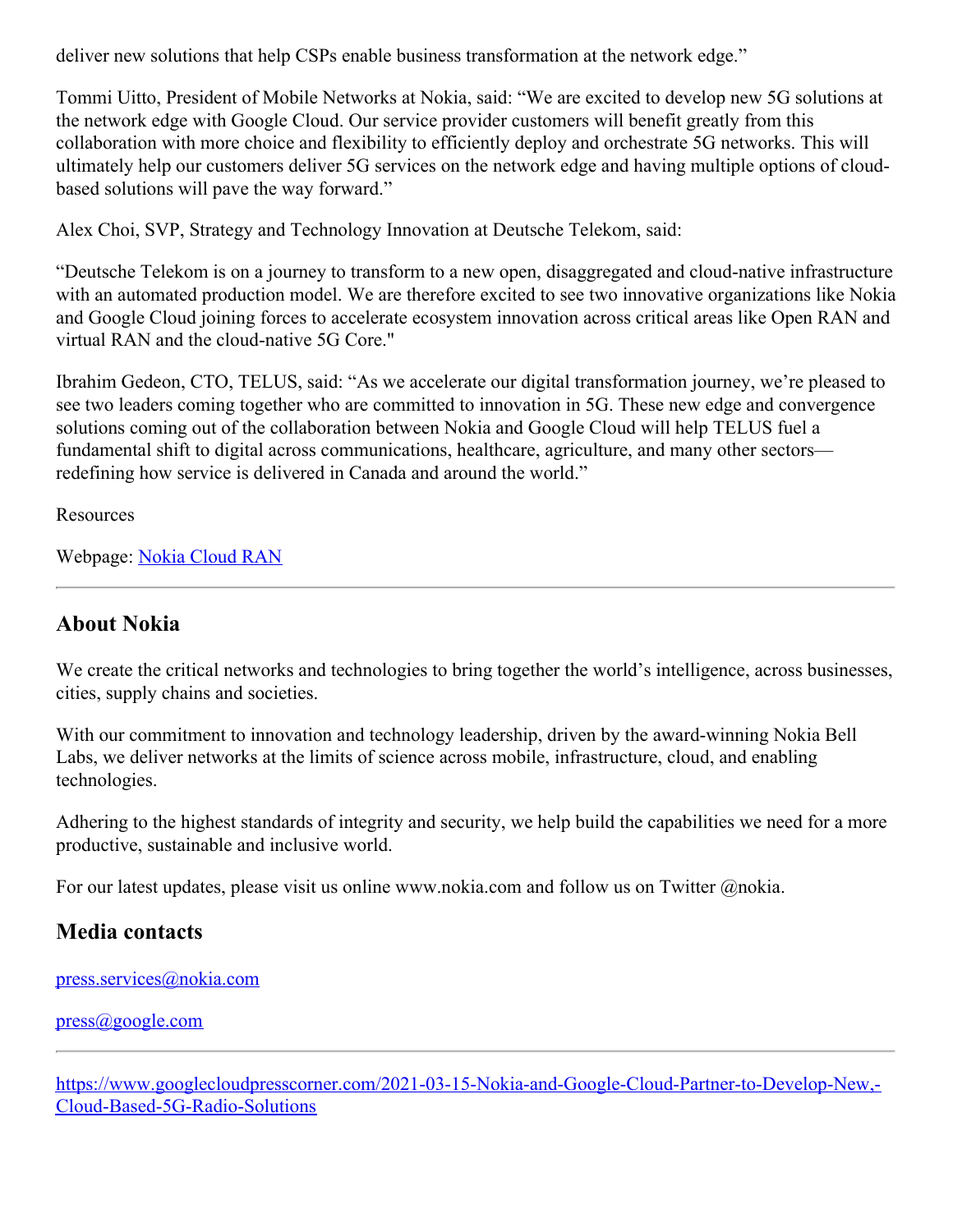deliver new solutions that help CSPs enable business transformation at the network edge."

Tommi Uitto, President of Mobile Networks at Nokia, said: "We are excited to develop new 5G solutions at the network edge with Google Cloud. Our service provider customers will benefit greatly from this collaboration with more choice and flexibility to efficiently deploy and orchestrate 5G networks. This will ultimately help our customers deliver 5G services on the network edge and having multiple options of cloud-based solutions will pave the way forward."

Alex Choi, SVP, Strategy and Technology Innovation at Deutsche Telekom, said:

"Deutsche Telekom is on a journey to transform to a new open, disaggregated and cloud-native infrastructure with an automated production model. We are therefore excited to see two innovative organizations like Nokia and Google Cloud joining forces to accelerate ecosystem innovation across critical areas like Open RAN and virtual RAN and the cloud-native 5G Core."

Ibrahim Gedeon, CTO, TELUS, said: "As we accelerate our digital transformation journey, we're pleased to see two leaders coming together who are committed to innovation in 5G. These new edge and convergence solutions coming out of the collaboration between Nokia and Google Cloud will help TELUS fuel a fundamental shift to digital across communications, healthcare, agriculture, and many other sectors—redefining how service is delivered in Canada and around the world."

Resources

Webpage: [Nokia Cloud RAN]

---

## About Nokia

We create the critical networks and technologies to bring together the world's intelligence, across businesses, cities, supply chains and societies.

With our commitment to innovation and technology leadership, driven by the award-winning Nokia Bell Labs, we deliver networks at the limits of science across mobile, infrastructure, cloud, and enabling technologies.

Adhering to the highest standards of integrity and security, we help build the capabilities we need for a more productive, sustainable and inclusive world.

For our latest updates, please visit us online www.nokia.com and follow us on Twitter @nokia.

## Media contacts

press.services@nokia.com

press@google.com

---

https://www.googlecloudpresscorner.com/2021-03-15-Nokia-and-Google-Cloud-Partner-to-Develop-New,-Cloud-Based-5G-Radio-Solutions